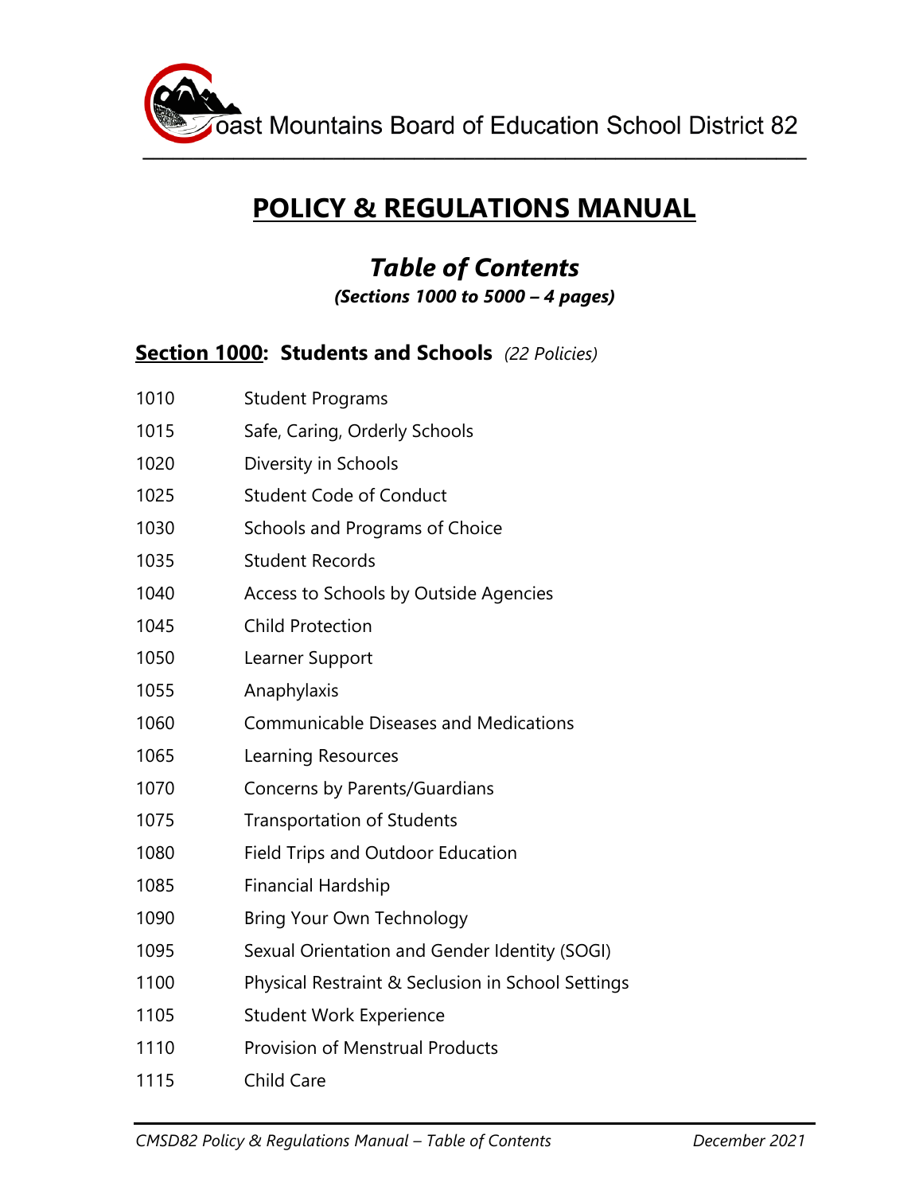Coast Mountains Board of Education School District 82

# POLICY & REGULATIONS MANUAL

## *Table of Contents*

***(Sections 1000 to 5000 – 4 pages)***

## Section 1000: Students and Schools *(22 Policies)*

| | |
|---|---|
| 1010 | Student Programs |
| 1015 | Safe, Caring, Orderly Schools |
| 1020 | Diversity in Schools |
| 1025 | Student Code of Conduct |
| 1030 | Schools and Programs of Choice |
| 1035 | Student Records |
| 1040 | Access to Schools by Outside Agencies |
| 1045 | Child Protection |
| 1050 | Learner Support |
| 1055 | Anaphylaxis |
| 1060 | Communicable Diseases and Medications |
| 1065 | Learning Resources |
| 1070 | Concerns by Parents/Guardians |
| 1075 | Transportation of Students |
| 1080 | Field Trips and Outdoor Education |
| 1085 | Financial Hardship |
| 1090 | Bring Your Own Technology |
| 1095 | Sexual Orientation and Gender Identity (SOGI) |
| 1100 | Physical Restraint & Seclusion in School Settings |
| 1105 | Student Work Experience |
| 1110 | Provision of Menstrual Products |
| 1115 | Child Care |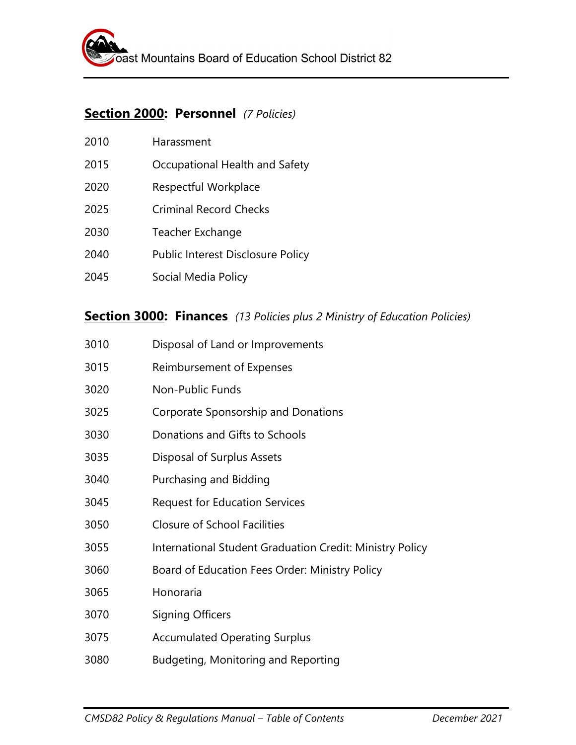## **Section 2000: Personnel** *(7 Policies)*

| | |
|---|---|
| 2010 | Harassment |
| 2015 | Occupational Health and Safety |
| 2020 | Respectful Workplace |
| 2025 | Criminal Record Checks |
| 2030 | Teacher Exchange |
| 2040 | Public Interest Disclosure Policy |
| 2045 | Social Media Policy |

## **Section 3000: Finances** *(13 Policies plus 2 Ministry of Education Policies)*

| | |
|---|---|
| 3010 | Disposal of Land or Improvements |
| 3015 | Reimbursement of Expenses |
| 3020 | Non-Public Funds |
| 3025 | Corporate Sponsorship and Donations |
| 3030 | Donations and Gifts to Schools |
| 3035 | Disposal of Surplus Assets |
| 3040 | Purchasing and Bidding |
| 3045 | Request for Education Services |
| 3050 | Closure of School Facilities |
| 3055 | International Student Graduation Credit: Ministry Policy |
| 3060 | Board of Education Fees Order: Ministry Policy |
| 3065 | Honoraria |
| 3070 | Signing Officers |
| 3075 | Accumulated Operating Surplus |
| 3080 | Budgeting, Monitoring and Reporting |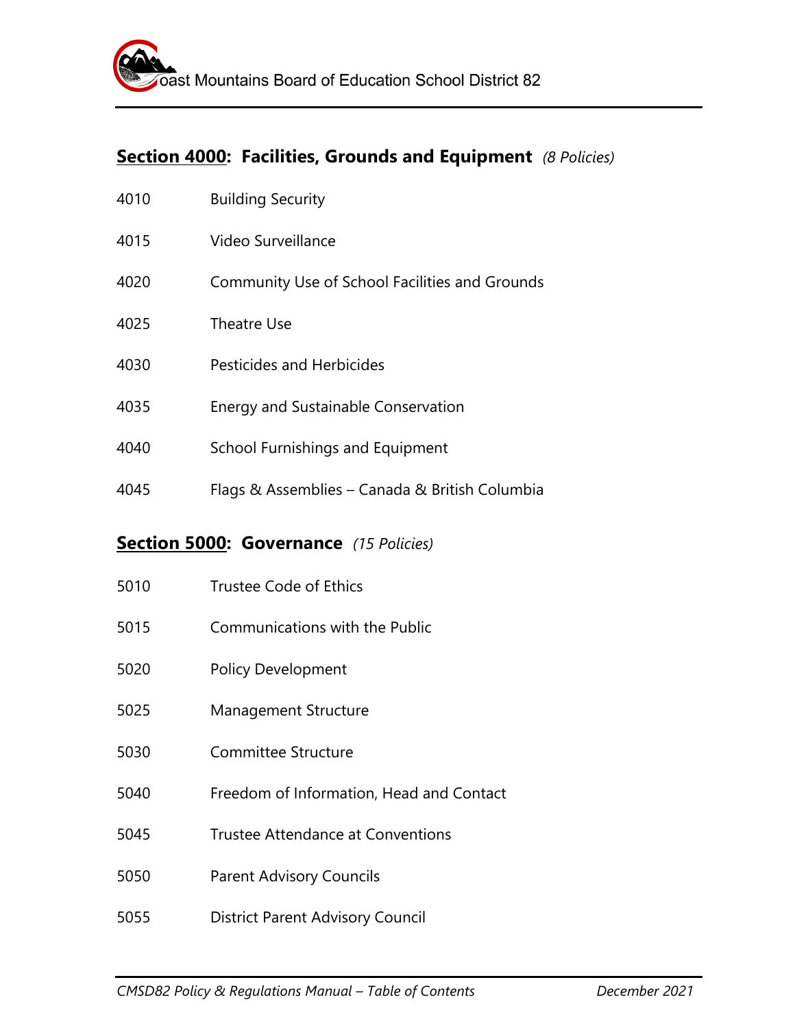## Section 4000: Facilities, Grounds and Equipment *(8 Policies)*

4010 Building Security

4015 Video Surveillance

4020 Community Use of School Facilities and Grounds

4025 Theatre Use

4030 Pesticides and Herbicides

4035 Energy and Sustainable Conservation

4040 School Furnishings and Equipment

4045 Flags & Assemblies – Canada & British Columbia

## Section 5000: Governance *(15 Policies)*

5010 Trustee Code of Ethics

5015 Communications with the Public

5020 Policy Development

5025 Management Structure

5030 Committee Structure

5040 Freedom of Information, Head and Contact

5045 Trustee Attendance at Conventions

5050 Parent Advisory Councils

5055 District Parent Advisory Council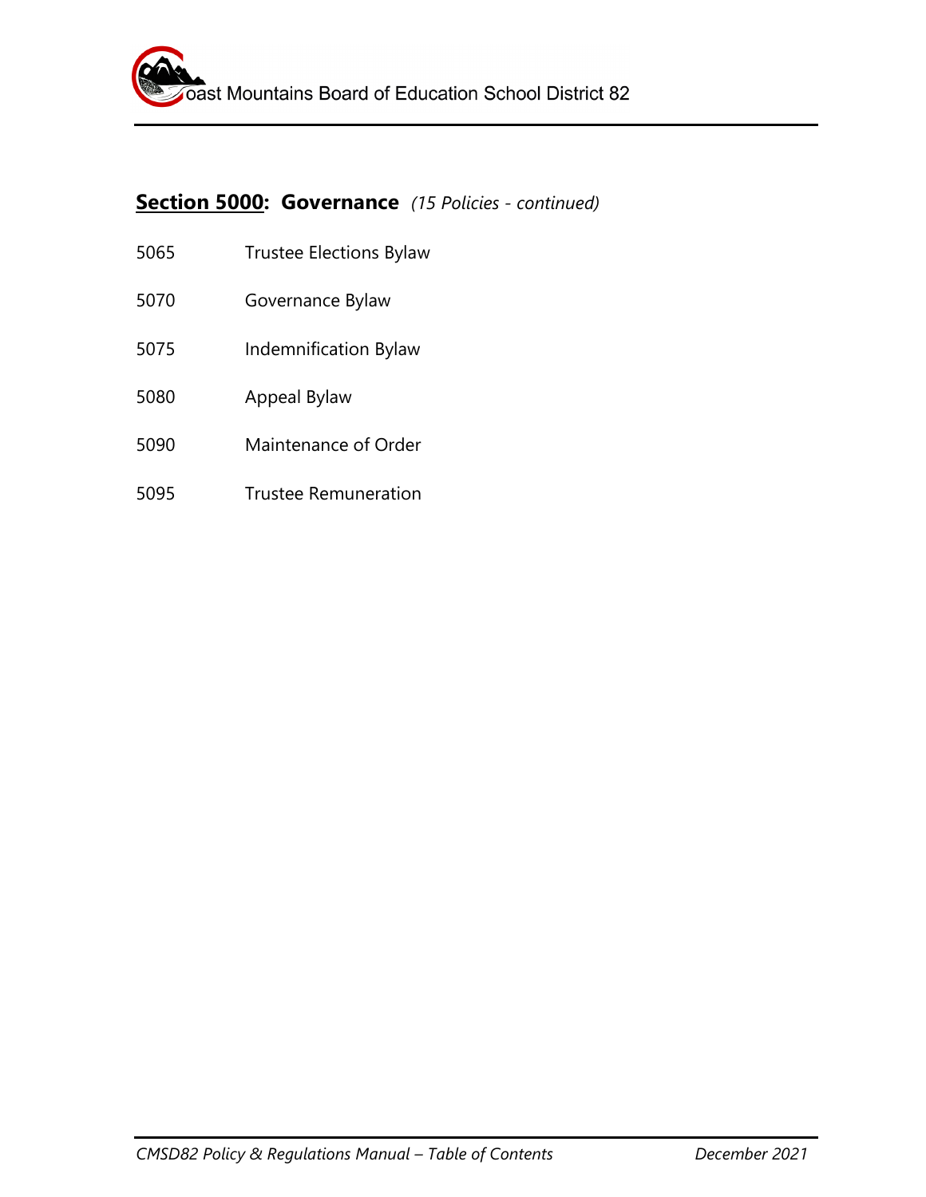## **Section 5000: Governance** *(15 Policies - continued)*

| | |
|---|---|
| 5065 | Trustee Elections Bylaw |
| 5070 | Governance Bylaw |
| 5075 | Indemnification Bylaw |
| 5080 | Appeal Bylaw |
| 5090 | Maintenance of Order |
| 5095 | Trustee Remuneration |